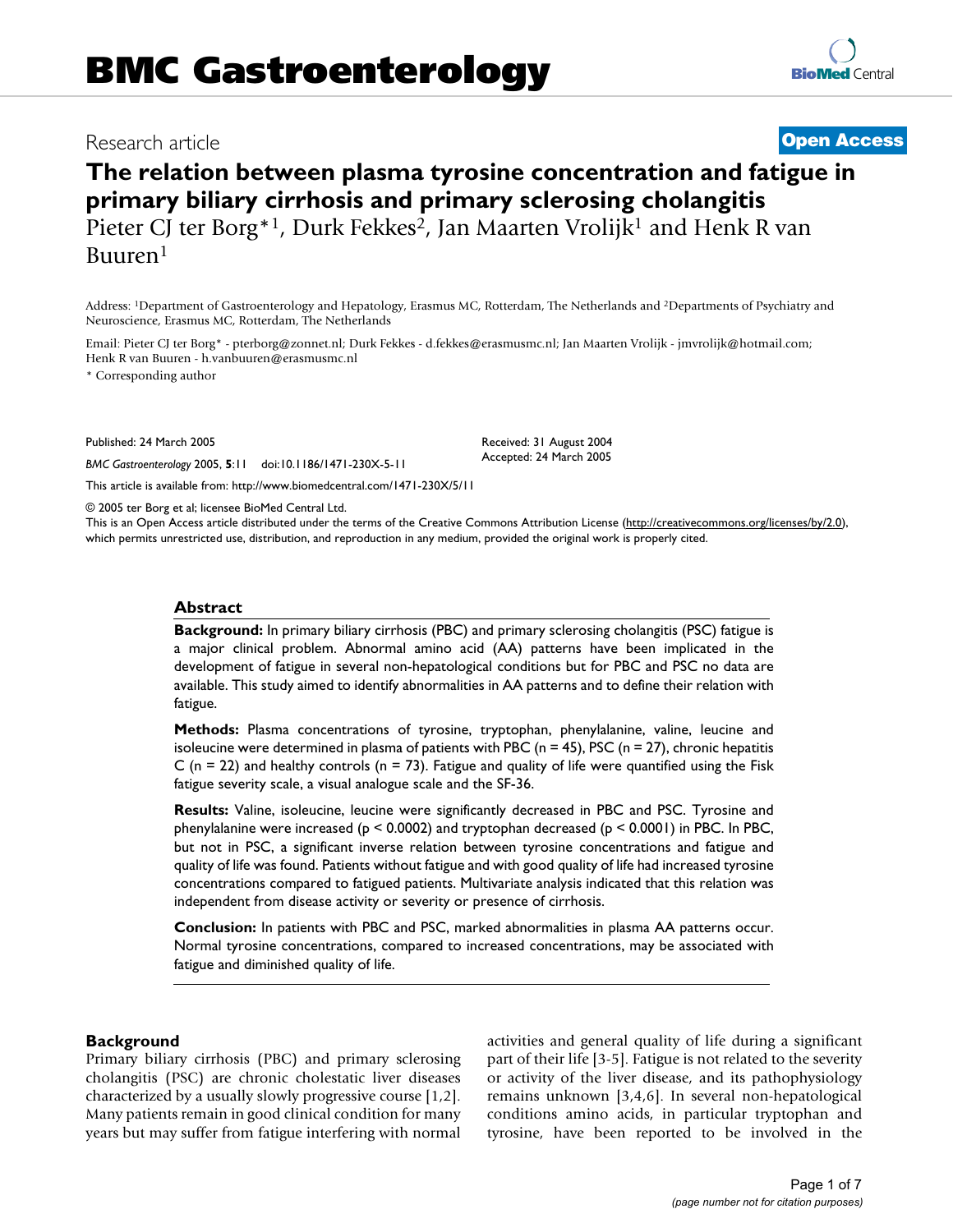# BMC Gastroenterology

Research article

**Open Access**

# The relation between plasma tyrosine concentration and fatigue in primary biliary cirrhosis and primary sclerosing cholangitis

Pieter CJ ter Borg*[1], Durk Fekkes[2], Jan Maarten Vrolijk[1] and Henk R van Buuren[1]

Address: [1]Department of Gastroenterology and Hepatology, Erasmus MC, Rotterdam, The Netherlands and [2]Departments of Psychiatry and Neuroscience, Erasmus MC, Rotterdam, The Netherlands

Email: Pieter CJ ter Borg* - pterborg@zonnet.nl; Durk Fekkes - d.fekkes@erasmusmc.nl; Jan Maarten Vrolijk - jmvrolijk@hotmail.com; Henk R van Buuren - h.vanbuuren@erasmusmc.nl

* Corresponding author

Published: 24 March 2005

*BMC Gastroenterology* 2005, **5**:11 doi:10.1186/1471-230X-5-11

Received: 31 August 2004
Accepted: 24 March 2005

This article is available from: http://www.biomedcentral.com/1471-230X/5/11

© 2005 ter Borg et al; licensee BioMed Central Ltd.
This is an Open Access article distributed under the terms of the Creative Commons Attribution License (http://creativecommons.org/licenses/by/2.0), which permits unrestricted use, distribution, and reproduction in any medium, provided the original work is properly cited.

## Abstract

**Background:** In primary biliary cirrhosis (PBC) and primary sclerosing cholangitis (PSC) fatigue is a major clinical problem. Abnormal amino acid (AA) patterns have been implicated in the development of fatigue in several non-hepatological conditions but for PBC and PSC no data are available. This study aimed to identify abnormalities in AA patterns and to define their relation with fatigue.

**Methods:** Plasma concentrations of tyrosine, tryptophan, phenylalanine, valine, leucine and isoleucine were determined in plasma of patients with PBC (n = 45), PSC (n = 27), chronic hepatitis C (n = 22) and healthy controls (n = 73). Fatigue and quality of life were quantified using the Fisk fatigue severity scale, a visual analogue scale and the SF-36.

**Results:** Valine, isoleucine, leucine were significantly decreased in PBC and PSC. Tyrosine and phenylalanine were increased ($p < 0.0002$) and tryptophan decreased ($p < 0.0001$) in PBC. In PBC, but not in PSC, a significant inverse relation between tyrosine concentrations and fatigue and quality of life was found. Patients without fatigue and with good quality of life had increased tyrosine concentrations compared to fatigued patients. Multivariate analysis indicated that this relation was independent from disease activity or severity or presence of cirrhosis.

**Conclusion:** In patients with PBC and PSC, marked abnormalities in plasma AA patterns occur. Normal tyrosine concentrations, compared to increased concentrations, may be associated with fatigue and diminished quality of life.

## Background

Primary biliary cirrhosis (PBC) and primary sclerosing cholangitis (PSC) are chronic cholestatic liver diseases characterized by a usually slowly progressive course [1,2]. Many patients remain in good clinical condition for many years but may suffer from fatigue interfering with normal activities and general quality of life during a significant part of their life [3-5]. Fatigue is not related to the severity or activity of the liver disease, and its pathophysiology remains unknown [3,4,6]. In several non-hepatological conditions amino acids, in particular tryptophan and tyrosine, have been reported to be involved in the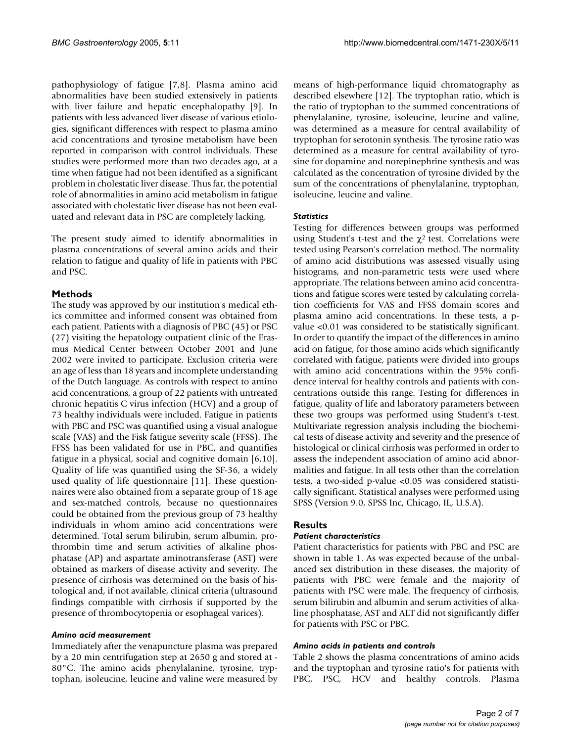pathophysiology of fatigue [7,8]. Plasma amino acid abnormalities have been studied extensively in patients with liver failure and hepatic encephalopathy [9]. In patients with less advanced liver disease of various etiologies, significant differences with respect to plasma amino acid concentrations and tyrosine metabolism have been reported in comparison with control individuals. These studies were performed more than two decades ago, at a time when fatigue had not been identified as a significant problem in cholestatic liver disease. Thus far, the potential role of abnormalities in amino acid metabolism in fatigue associated with cholestatic liver disease has not been evaluated and relevant data in PSC are completely lacking.

The present study aimed to identify abnormalities in plasma concentrations of several amino acids and their relation to fatigue and quality of life in patients with PBC and PSC.

## Methods

The study was approved by our institution's medical ethics committee and informed consent was obtained from each patient. Patients with a diagnosis of PBC (45) or PSC (27) visiting the hepatology outpatient clinic of the Erasmus Medical Center between October 2001 and June 2002 were invited to participate. Exclusion criteria were an age of less than 18 years and incomplete understanding of the Dutch language. As controls with respect to amino acid concentrations, a group of 22 patients with untreated chronic hepatitis C virus infection (HCV) and a group of 73 healthy individuals were included. Fatigue in patients with PBC and PSC was quantified using a visual analogue scale (VAS) and the Fisk fatigue severity scale (FFSS). The FFSS has been validated for use in PBC, and quantifies fatigue in a physical, social and cognitive domain [6,10]. Quality of life was quantified using the SF-36, a widely used quality of life questionnaire [11]. These questionnaires were also obtained from a separate group of 18 age and sex-matched controls, because no questionnaires could be obtained from the previous group of 73 healthy individuals in whom amino acid concentrations were determined. Total serum bilirubin, serum albumin, prothrombin time and serum activities of alkaline phosphatase (AP) and aspartate aminotransferase (AST) were obtained as markers of disease activity and severity. The presence of cirrhosis was determined on the basis of histological and, if not available, clinical criteria (ultrasound findings compatible with cirrhosis if supported by the presence of thrombocytopenia or esophageal varices).

### *Amino acid measurement*

Immediately after the venapuncture plasma was prepared by a 20 min centrifugation step at 2650 g and stored at -80°C. The amino acids phenylalanine, tyrosine, tryptophan, isoleucine, leucine and valine were measured by means of high-performance liquid chromatography as described elsewhere [12]. The tryptophan ratio, which is the ratio of tryptophan to the summed concentrations of phenylalanine, tyrosine, isoleucine, leucine and valine, was determined as a measure for central availability of tryptophan for serotonin synthesis. The tyrosine ratio was determined as a measure for central availability of tyrosine for dopamine and norepinephrine synthesis and was calculated as the concentration of tyrosine divided by the sum of the concentrations of phenylalanine, tryptophan, isoleucine, leucine and valine.

### *Statistics*

Testing for differences between groups was performed using Student's t-test and the $\chi^2$ test. Correlations were tested using Pearson's correlation method. The normality of amino acid distributions was assessed visually using histograms, and non-parametric tests were used where appropriate. The relations between amino acid concentrations and fatigue scores were tested by calculating correlation coefficients for VAS and FFSS domain scores and plasma amino acid concentrations. In these tests, a p-value <0.01 was considered to be statistically significant. In order to quantify the impact of the differences in amino acid on fatigue, for those amino acids which significantly correlated with fatigue, patients were divided into groups with amino acid concentrations within the 95% confidence interval for healthy controls and patients with concentrations outside this range. Testing for differences in fatigue, quality of life and laboratory parameters between these two groups was performed using Student's t-test. Multivariate regression analysis including the biochemical tests of disease activity and severity and the presence of histological or clinical cirrhosis was performed in order to assess the independent association of amino acid abnormalities and fatigue. In all tests other than the correlation tests, a two-sided p-value <0.05 was considered statistically significant. Statistical analyses were performed using SPSS (Version 9.0, SPSS Inc, Chicago, IL, U.S.A).

## Results

### *Patient characteristics*

Patient characteristics for patients with PBC and PSC are shown in table 1. As was expected because of the unbalanced sex distribution in these diseases, the majority of patients with PBC were female and the majority of patients with PSC were male. The frequency of cirrhosis, serum bilirubin and albumin and serum activities of alkaline phosphatase, AST and ALT did not significantly differ for patients with PSC or PBC.

### *Amino acids in patients and controls*

Table 2 shows the plasma concentrations of amino acids and the tryptophan and tyrosine ratio's for patients with PBC, PSC, HCV and healthy controls. Plasma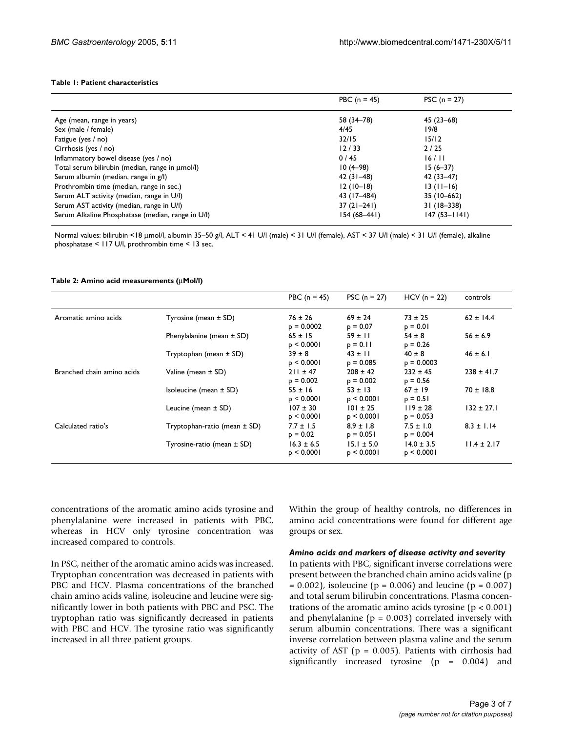**Table 1: Patient characteristics**

| | PBC (n = 45) | PSC (n = 27) |
|---|---|---|
| Age (mean, range in years) | 58 (34–78) | 45 (23–68) |
| Sex (male / female) | 4/45 | 19/8 |
| Fatigue (yes / no) | 32/15 | 15/12 |
| Cirrhosis (yes / no) | 12 / 33 | 2 / 25 |
| Inflammatory bowel disease (yes / no) | 0 / 45 | 16 / 11 |
| Total serum bilirubin (median, range in μmol/l) | 10 (4–98) | 15 (6–37) |
| Serum albumin (median, range in g/l) | 42 (31–48) | 42 (33–47) |
| Prothrombin time (median, range in sec.) | 12 (10–18) | 13 (11–16) |
| Serum ALT activity (median, range in U/l) | 43 (17–484) | 35 (10–662) |
| Serum AST activity (median, range in U/l) | 37 (21–241) | 31 (18–338) |
| Serum Alkaline Phosphatase (median, range in U/l) | 154 (68–441) | 147 (53–1141) |

Normal values: bilirubin <18 μmol/l, albumin 35–50 g/l, ALT < 41 U/l (male) < 31 U/l (female), AST < 37 U/l (male) < 31 U/l (female), alkaline phosphatase < 117 U/l, prothrombin time < 13 sec.

**Table 2: Amino acid measurements (μMol/l)**

| | | PBC (n = 45) | PSC (n = 27) | HCV (n = 22) | controls |
|---|---|---|---|---|---|
| Aromatic amino acids | Tyrosine (mean ± SD) | 76 ± 26<br>p = 0.0002 | 69 ± 24<br>p = 0.07 | 73 ± 25<br>p = 0.01 | 62 ± 14.4 |
| | Phenylalanine (mean ± SD) | 65 ± 15<br>p < 0.0001 | 59 ± 11<br>p = 0.11 | 54 ± 8<br>p = 0.26 | 56 ± 6.9 |
| | Tryptophan (mean ± SD) | 39 ± 8<br>p < 0.0001 | 43 ± 11<br>p = 0.085 | 40 ± 8<br>p = 0.0003 | 46 ± 6.1 |
| Branched chain amino acids | Valine (mean ± SD) | 211 ± 47<br>p = 0.002 | 208 ± 42<br>p = 0.002 | 232 ± 45<br>p = 0.56 | 238 ± 41.7 |
| | Isoleucine (mean ± SD) | 55 ± 16<br>p < 0.0001 | 53 ± 13<br>p < 0.0001 | 67 ± 19<br>p = 0.51 | 70 ± 18.8 |
| | Leucine (mean ± SD) | 107 ± 30<br>p < 0.0001 | 101 ± 25<br>p < 0.0001 | 119 ± 28<br>p = 0.053 | 132 ± 27.1 |
| Calculated ratio's | Tryptophan-ratio (mean ± SD) | 7.7 ± 1.5<br>p = 0.02 | 8.9 ± 1.8<br>p = 0.051 | 7.5 ± 1.0<br>p = 0.004 | 8.3 ± 1.14 |
| | Tyrosine-ratio (mean ± SD) | 16.3 ± 6.5<br>p < 0.0001 | 15.1 ± 5.0<br>p < 0.0001 | 14.0 ± 3.5<br>p < 0.0001 | 11.4 ± 2.17 |

concentrations of the aromatic amino acids tyrosine and phenylalanine were increased in patients with PBC, whereas in HCV only tyrosine concentration was increased compared to controls.

In PSC, neither of the aromatic amino acids was increased. Tryptophan concentration was decreased in patients with PBC and HCV. Plasma concentrations of the branched chain amino acids valine, isoleucine and leucine were significantly lower in both patients with PBC and PSC. The tryptophan ratio was significantly decreased in patients with PBC and HCV. The tyrosine ratio was significantly increased in all three patient groups.

Within the group of healthy controls, no differences in amino acid concentrations were found for different age groups or sex.

### *Amino acids and markers of disease activity and severity*

In patients with PBC, significant inverse correlations were present between the branched chain amino acids valine ($p = 0.002$), isoleucine ($p = 0.006$) and leucine ($p = 0.007$) and total serum bilirubin concentrations. Plasma concentrations of the aromatic amino acids tyrosine ($p < 0.001$) and phenylalanine ($p = 0.003$) correlated inversely with serum albumin concentrations. There was a significant inverse correlation between plasma valine and the serum activity of AST ($p = 0.005$). Patients with cirrhosis had significantly increased tyrosine ($p = 0.004$) and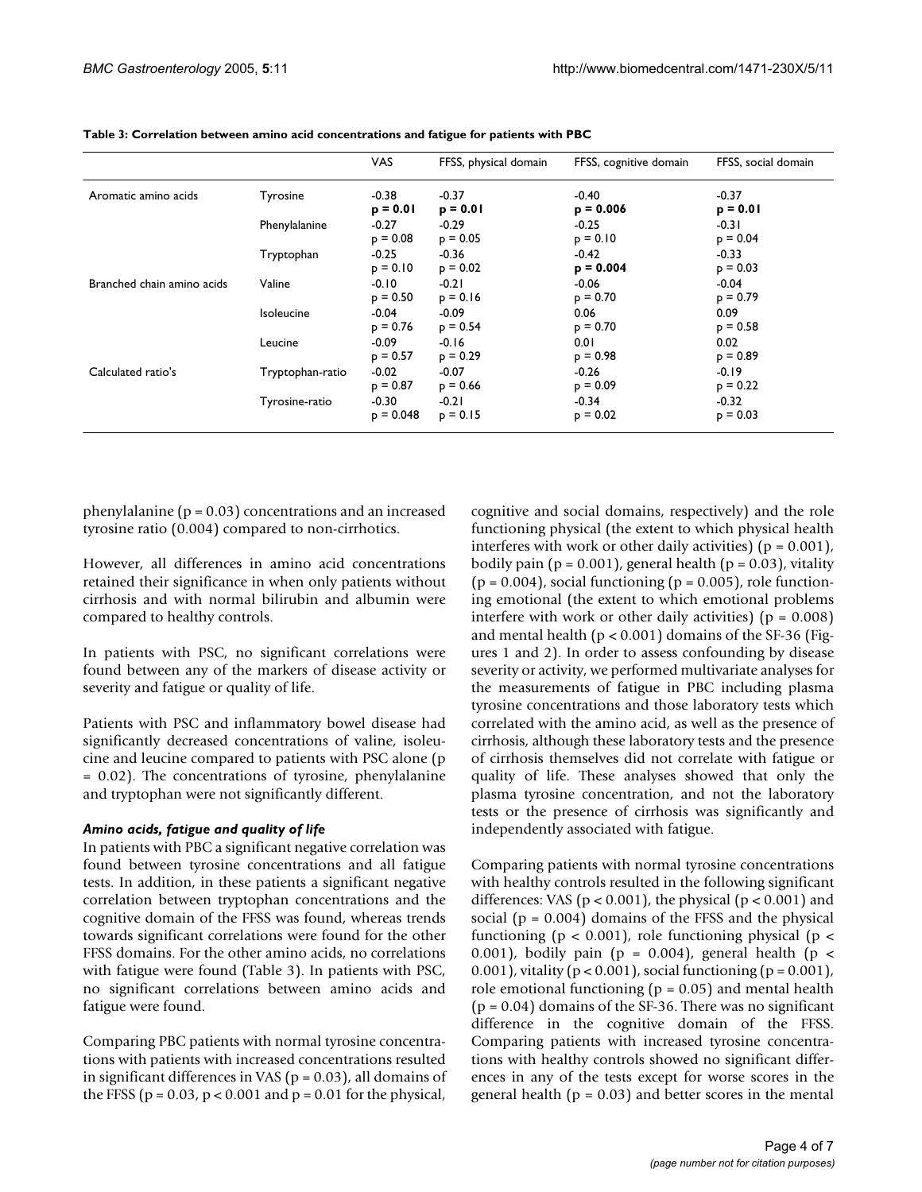**Table 3: Correlation between amino acid concentrations and fatigue for patients with PBC**

| | | VAS | FFSS, physical domain | FFSS, cognitive domain | FFSS, social domain |
|---|---|---|---|---|---|
| Aromatic amino acids | Tyrosine | -0.38 **p = 0.01** | -0.37 **p = 0.01** | -0.40 **p = 0.006** | -0.37 **p = 0.01** |
| | Phenylalanine | -0.27 p = 0.08 | -0.29 p = 0.05 | -0.25 p = 0.10 | -0.31 p = 0.04 |
| | Tryptophan | -0.25 p = 0.10 | -0.36 p = 0.02 | -0.42 **p = 0.004** | -0.33 p = 0.03 |
| Branched chain amino acids | Valine | -0.10 p = 0.50 | -0.21 p = 0.16 | -0.06 p = 0.70 | -0.04 p = 0.79 |
| | Isoleucine | -0.04 p = 0.76 | -0.09 p = 0.54 | 0.06 p = 0.70 | 0.09 p = 0.58 |
| | Leucine | -0.09 p = 0.57 | -0.16 p = 0.29 | 0.01 p = 0.98 | 0.02 p = 0.89 |
| Calculated ratio's | Tryptophan-ratio | -0.02 p = 0.87 | -0.07 p = 0.66 | -0.26 p = 0.09 | -0.19 p = 0.22 |
| | Tyrosine-ratio | -0.30 p = 0.048 | -0.21 p = 0.15 | -0.34 p = 0.02 | -0.32 p = 0.03 |

phenylalanine ($p = 0.03$) concentrations and an increased tyrosine ratio (0.004) compared to non-cirrhotics.

However, all differences in amino acid concentrations retained their significance in when only patients without cirrhosis and with normal bilirubin and albumin were compared to healthy controls.

In patients with PSC, no significant correlations were found between any of the markers of disease activity or severity and fatigue or quality of life.

Patients with PSC and inflammatory bowel disease had significantly decreased concentrations of valine, isoleucine and leucine compared to patients with PSC alone ($p = 0.02$). The concentrations of tyrosine, phenylalanine and tryptophan were not significantly different.

### *Amino acids, fatigue and quality of life*

In patients with PBC a significant negative correlation was found between tyrosine concentrations and all fatigue tests. In addition, in these patients a significant negative correlation between tryptophan concentrations and the cognitive domain of the FFSS was found, whereas trends towards significant correlations were found for the other FFSS domains. For the other amino acids, no correlations with fatigue were found (Table 3). In patients with PSC, no significant correlations between amino acids and fatigue were found.

Comparing PBC patients with normal tyrosine concentrations with patients with increased concentrations resulted in significant differences in VAS ($p = 0.03$), all domains of the FFSS ($p = 0.03$, $p < 0.001$ and $p = 0.01$ for the physical, cognitive and social domains, respectively) and the role functioning physical (the extent to which physical health interferes with work or other daily activities) ($p = 0.001$), bodily pain ($p = 0.001$), general health ($p = 0.03$), vitality ($p = 0.004$), social functioning ($p = 0.005$), role functioning emotional (the extent to which emotional problems interfere with work or other daily activities) ($p = 0.008$) and mental health ($p < 0.001$) domains of the SF-36 (Figures 1 and 2). In order to assess confounding by disease severity or activity, we performed multivariate analyses for the measurements of fatigue in PBC including plasma tyrosine concentrations and those laboratory tests which correlated with the amino acid, as well as the presence of cirrhosis, although these laboratory tests and the presence of cirrhosis themselves did not correlate with fatigue or quality of life. These analyses showed that only the plasma tyrosine concentration, and not the laboratory tests or the presence of cirrhosis was significantly and independently associated with fatigue.

Comparing patients with normal tyrosine concentrations with healthy controls resulted in the following significant differences: VAS ($p < 0.001$), the physical ($p < 0.001$) and social ($p = 0.004$) domains of the FFSS and the physical functioning ($p < 0.001$), role functioning physical ($p < 0.001$), bodily pain ($p = 0.004$), general health ($p < 0.001$), vitality ($p < 0.001$), social functioning ($p = 0.001$), role emotional functioning ($p = 0.05$) and mental health ($p = 0.04$) domains of the SF-36. There was no significant difference in the cognitive domain of the FFSS. Comparing patients with increased tyrosine concentrations with healthy controls showed no significant differences in any of the tests except for worse scores in the general health ($p = 0.03$) and better scores in the mental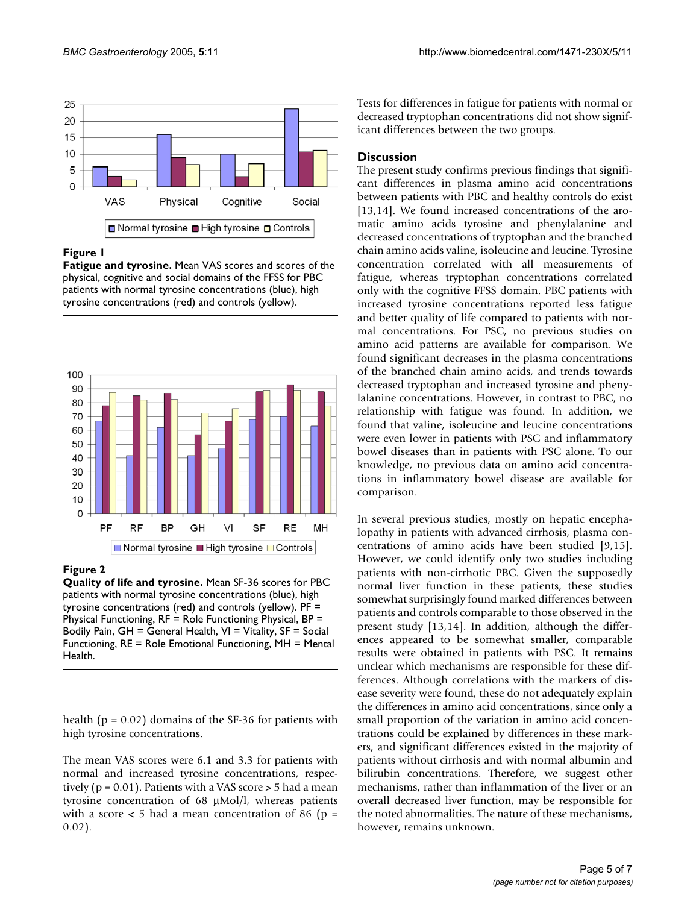25
20
15
10
5
0

VAS Physical Cognitive Social

Normal tyrosine High tyrosine Controls

**Figure 1**

**Fatigue and tyrosine.** Mean VAS scores and scores of the physical, cognitive and social domains of the FFSS for PBC patients with normal tyrosine concentrations (blue), high tyrosine concentrations (red) and controls (yellow).

100
90
80
70
60
50
40
30
20
10
0

PF RF BP GH VI SF RE MH

Normal tyrosine High tyrosine Controls

**Figure 2**

**Quality of life and tyrosine.** Mean SF-36 scores for PBC patients with normal tyrosine concentrations (blue), high tyrosine concentrations (red) and controls (yellow). PF = Physical Functioning, RF = Role Functioning Physical, BP = Bodily Pain, GH = General Health, VI = Vitality, SF = Social Functioning, RE = Role Emotional Functioning, MH = Mental Health.

health ($p = 0.02$) domains of the SF-36 for patients with high tyrosine concentrations.

The mean VAS scores were 6.1 and 3.3 for patients with normal and increased tyrosine concentrations, respectively ($p = 0.01$). Patients with a VAS score > 5 had a mean tyrosine concentration of 68 µMol/l, whereas patients with a score < 5 had a mean concentration of 86 ($p = 0.02$).

Tests for differences in fatigue for patients with normal or decreased tryptophan concentrations did not show significant differences between the two groups.

## Discussion

The present study confirms previous findings that significant differences in plasma amino acid concentrations between patients with PBC and healthy controls do exist [13,14]. We found increased concentrations of the aromatic amino acids tyrosine and phenylalanine and decreased concentrations of tryptophan and the branched chain amino acids valine, isoleucine and leucine. Tyrosine concentration correlated with all measurements of fatigue, whereas tryptophan concentrations correlated only with the cognitive FFSS domain. PBC patients with increased tyrosine concentrations reported less fatigue and better quality of life compared to patients with normal concentrations. For PSC, no previous studies on amino acid patterns are available for comparison. We found significant decreases in the plasma concentrations of the branched chain amino acids, and trends towards decreased tryptophan and increased tyrosine and phenylalanine concentrations. However, in contrast to PBC, no relationship with fatigue was found. In addition, we found that valine, isoleucine and leucine concentrations were even lower in patients with PSC and inflammatory bowel diseases than in patients with PSC alone. To our knowledge, no previous data on amino acid concentrations in inflammatory bowel disease are available for comparison.

In several previous studies, mostly on hepatic encephalopathy in patients with advanced cirrhosis, plasma concentrations of amino acids have been studied [9,15]. However, we could identify only two studies including patients with non-cirrhotic PBC. Given the supposedly normal liver function in these patients, these studies somewhat surprisingly found marked differences between patients and controls comparable to those observed in the present study [13,14]. In addition, although the differences appeared to be somewhat smaller, comparable results were obtained in patients with PSC. It remains unclear which mechanisms are responsible for these differences. Although correlations with the markers of disease severity were found, these do not adequately explain the differences in amino acid concentrations, since only a small proportion of the variation in amino acid concentrations could be explained by differences in these markers, and significant differences existed in the majority of patients without cirrhosis and with normal albumin and bilirubin concentrations. Therefore, we suggest other mechanisms, rather than inflammation of the liver or an overall decreased liver function, may be responsible for the noted abnormalities. The nature of these mechanisms, however, remains unknown.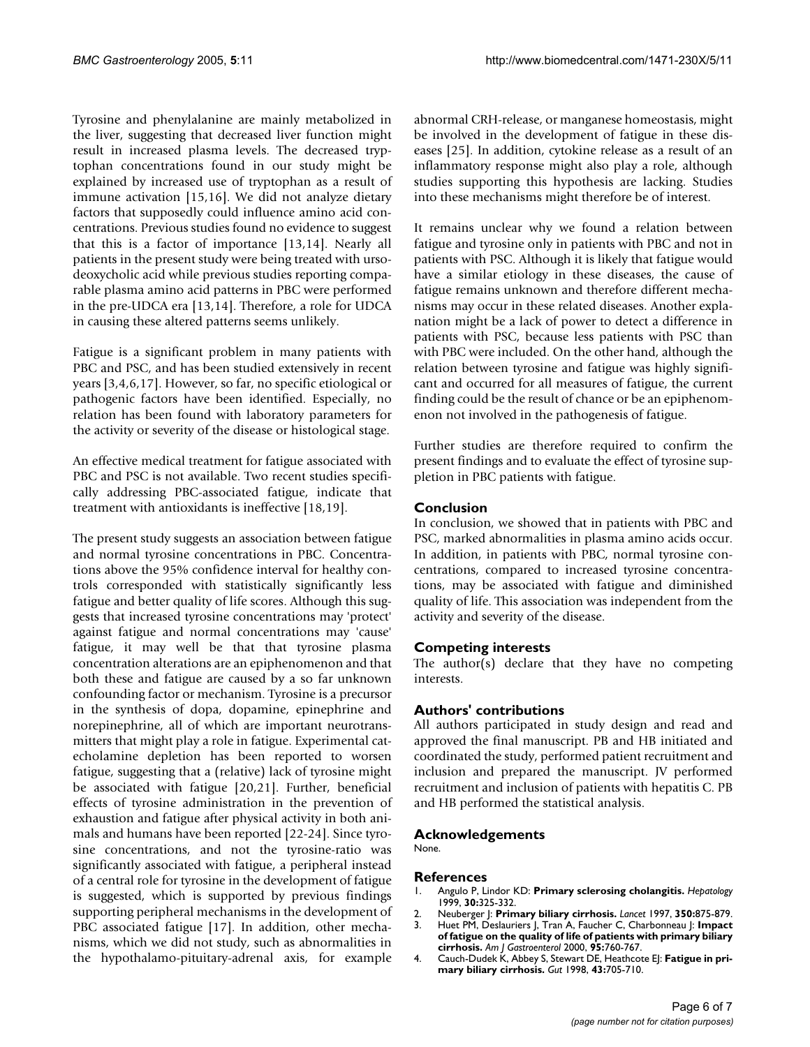Tyrosine and phenylalanine are mainly metabolized in the liver, suggesting that decreased liver function might result in increased plasma levels. The decreased tryptophan concentrations found in our study might be explained by increased use of tryptophan as a result of immune activation [15,16]. We did not analyze dietary factors that supposedly could influence amino acid concentrations. Previous studies found no evidence to suggest that this is a factor of importance [13,14]. Nearly all patients in the present study were being treated with ursodeoxycholic acid while previous studies reporting comparable plasma amino acid patterns in PBC were performed in the pre-UDCA era [13,14]. Therefore, a role for UDCA in causing these altered patterns seems unlikely.

Fatigue is a significant problem in many patients with PBC and PSC, and has been studied extensively in recent years [3,4,6,17]. However, so far, no specific etiological or pathogenic factors have been identified. Especially, no relation has been found with laboratory parameters for the activity or severity of the disease or histological stage.

An effective medical treatment for fatigue associated with PBC and PSC is not available. Two recent studies specifically addressing PBC-associated fatigue, indicate that treatment with antioxidants is ineffective [18,19].

The present study suggests an association between fatigue and normal tyrosine concentrations in PBC. Concentrations above the 95% confidence interval for healthy controls corresponded with statistically significantly less fatigue and better quality of life scores. Although this suggests that increased tyrosine concentrations may 'protect' against fatigue and normal concentrations may 'cause' fatigue, it may well be that that tyrosine plasma concentration alterations are an epiphenomenon and that both these and fatigue are caused by a so far unknown confounding factor or mechanism. Tyrosine is a precursor in the synthesis of dopa, dopamine, epinephrine and norepinephrine, all of which are important neurotransmitters that might play a role in fatigue. Experimental catecholamine depletion has been reported to worsen fatigue, suggesting that a (relative) lack of tyrosine might be associated with fatigue [20,21]. Further, beneficial effects of tyrosine administration in the prevention of exhaustion and fatigue after physical activity in both animals and humans have been reported [22-24]. Since tyrosine concentrations, and not the tyrosine-ratio was significantly associated with fatigue, a peripheral instead of a central role for tyrosine in the development of fatigue is suggested, which is supported by previous findings supporting peripheral mechanisms in the development of PBC associated fatigue [17]. In addition, other mechanisms, which we did not study, such as abnormalities in the hypothalamo-pituitary-adrenal axis, for example abnormal CRH-release, or manganese homeostasis, might be involved in the development of fatigue in these diseases [25]. In addition, cytokine release as a result of an inflammatory response might also play a role, although studies supporting this hypothesis are lacking. Studies into these mechanisms might therefore be of interest.

It remains unclear why we found a relation between fatigue and tyrosine only in patients with PBC and not in patients with PSC. Although it is likely that fatigue would have a similar etiology in these diseases, the cause of fatigue remains unknown and therefore different mechanisms may occur in these related diseases. Another explanation might be a lack of power to detect a difference in patients with PSC, because less patients with PSC than with PBC were included. On the other hand, although the relation between tyrosine and fatigue was highly significant and occurred for all measures of fatigue, the current finding could be the result of chance or be an epiphenomenon not involved in the pathogenesis of fatigue.

Further studies are therefore required to confirm the present findings and to evaluate the effect of tyrosine suppletion in PBC patients with fatigue.

## Conclusion

In conclusion, we showed that in patients with PBC and PSC, marked abnormalities in plasma amino acids occur. In addition, in patients with PBC, normal tyrosine concentrations, compared to increased tyrosine concentrations, may be associated with fatigue and diminished quality of life. This association was independent from the activity and severity of the disease.

## Competing interests

The author(s) declare that they have no competing interests.

## Authors' contributions

All authors participated in study design and read and approved the final manuscript. PB and HB initiated and coordinated the study, performed patient recruitment and inclusion and prepared the manuscript. JV performed recruitment and inclusion of patients with hepatitis C. PB and HB performed the statistical analysis.

## Acknowledgements

None.

## References

1. Angulo P, Lindor KD: **Primary sclerosing cholangitis.** *Hepatology* 1999, **30:**325-332.
2. Neuberger J: **Primary biliary cirrhosis.** *Lancet* 1997, **350:**875-879.
3. Huet PM, Deslauriers J, Tran A, Faucher C, Charbonneau J: **Impact of fatigue on the quality of life of patients with primary biliary cirrhosis.** *Am J Gastroenterol* 2000, **95:**760-767.
4. Cauch-Dudek K, Abbey S, Stewart DE, Heathcote EJ: **Fatigue in primary biliary cirrhosis.** *Gut* 1998, **43:**705-710.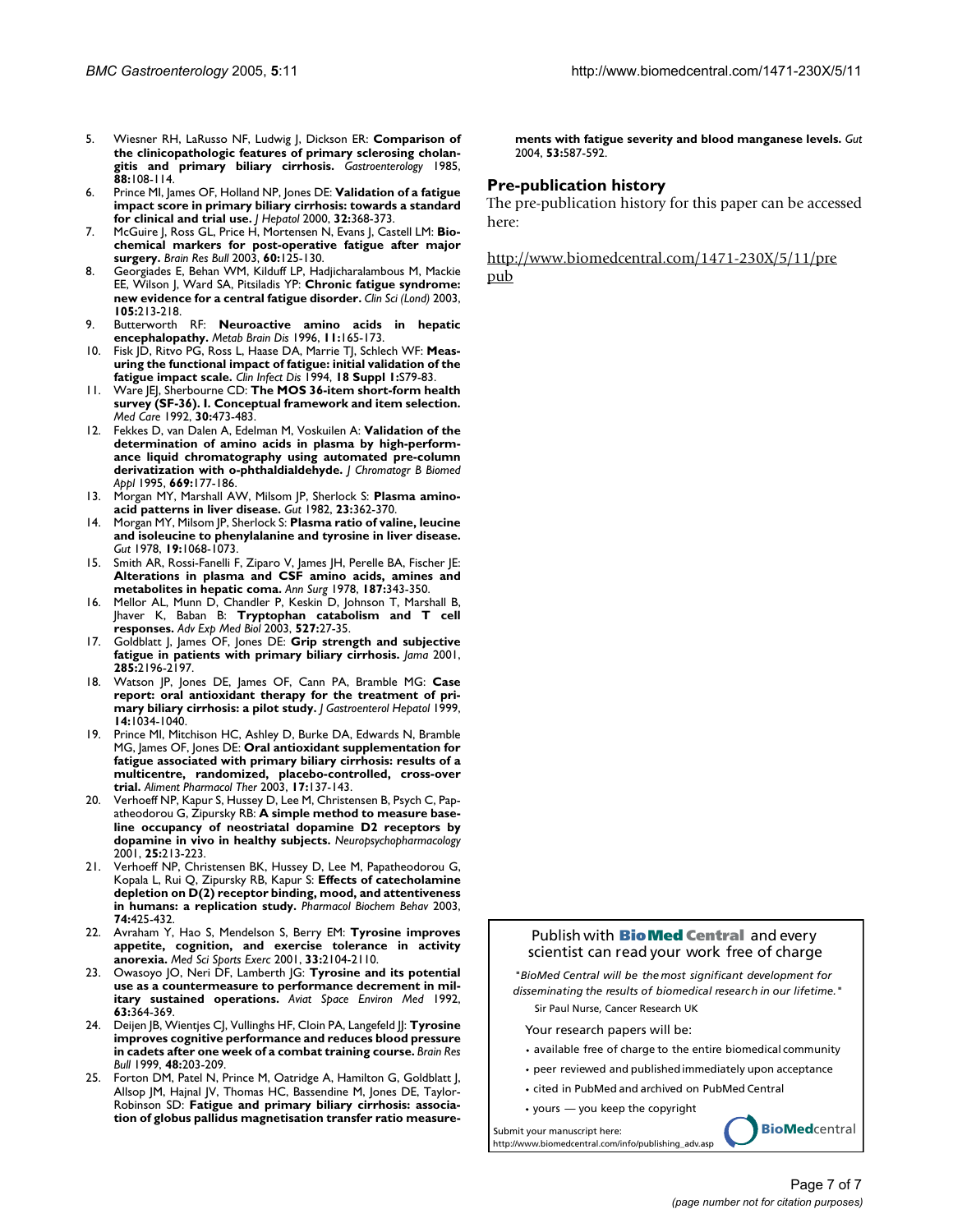5. Wiesner RH, LaRusso NF, Ludwig J, Dickson ER: **Comparison of the clinicopathologic features of primary sclerosing cholangitis and primary biliary cirrhosis.** *Gastroenterology* 1985, **88:**108-114.
6. Prince MI, James OF, Holland NP, Jones DE: **Validation of a fatigue impact score in primary biliary cirrhosis: towards a standard for clinical and trial use.** *J Hepatol* 2000, **32:**368-373.
7. McGuire J, Ross GL, Price H, Mortensen N, Evans J, Castell LM: **Biochemical markers for post-operative fatigue after major surgery.** *Brain Res Bull* 2003, **60:**125-130.
8. Georgiades E, Behan WM, Kilduff LP, Hadjicharalambous M, Mackie EE, Wilson J, Ward SA, Pitsiladis YP: **Chronic fatigue syndrome: new evidence for a central fatigue disorder.** *Clin Sci (Lond)* 2003, **105:**213-218.
9. Butterworth RF: **Neuroactive amino acids in hepatic encephalopathy.** *Metab Brain Dis* 1996, **11:**165-173.
10. Fisk JD, Ritvo PG, Ross L, Haase DA, Marrie TJ, Schlech WF: **Measuring the functional impact of fatigue: initial validation of the fatigue impact scale.** *Clin Infect Dis* 1994, **18 Suppl 1:**S79-83.
11. Ware JEJ, Sherbourne CD: **The MOS 36-item short-form health survey (SF-36). I. Conceptual framework and item selection.** *Med Care* 1992, **30:**473-483.
12. Fekkes D, van Dalen A, Edelman M, Voskuilen A: **Validation of the determination of amino acids in plasma by high-performance liquid chromatography using automated pre-column derivatization with o-phthaldialdehyde.** *J Chromatogr B Biomed Appl* 1995, **669:**177-186.
13. Morgan MY, Marshall AW, Milsom JP, Sherlock S: **Plasma amino-acid patterns in liver disease.** *Gut* 1982, **23:**362-370.
14. Morgan MY, Milsom JP, Sherlock S: **Plasma ratio of valine, leucine and isoleucine to phenylalanine and tyrosine in liver disease.** *Gut* 1978, **19:**1068-1073.
15. Smith AR, Rossi-Fanelli F, Ziparo V, James JH, Perelle BA, Fischer JE: **Alterations in plasma and CSF amino acids, amines and metabolites in hepatic coma.** *Ann Surg* 1978, **187:**343-350.
16. Mellor AL, Munn D, Chandler P, Keskin D, Johnson T, Marshall B, Jhaver K, Baban B: **Tryptophan catabolism and T cell responses.** *Adv Exp Med Biol* 2003, **527:**27-35.
17. Goldblatt J, James OF, Jones DE: **Grip strength and subjective fatigue in patients with primary biliary cirrhosis.** *Jama* 2001, **285:**2196-2197.
18. Watson JP, Jones DE, James OF, Cann PA, Bramble MG: **Case report: oral antioxidant therapy for the treatment of primary biliary cirrhosis: a pilot study.** *J Gastroenterol Hepatol* 1999, **14:**1034-1040.
19. Prince MI, Mitchison HC, Ashley D, Burke DA, Edwards N, Bramble MG, James OF, Jones DE: **Oral antioxidant supplementation for fatigue associated with primary biliary cirrhosis: results of a multicentre, randomized, placebo-controlled, cross-over trial.** *Aliment Pharmacol Ther* 2003, **17:**137-143.
20. Verhoeff NP, Kapur S, Hussey D, Lee M, Christensen B, Psych C, Papatheodorou G, Zipursky RB: **A simple method to measure baseline occupancy of neostriatal dopamine D2 receptors by dopamine in vivo in healthy subjects.** *Neuropsychopharmacology* 2001, **25:**213-223.
21. Verhoeff NP, Christensen BK, Hussey D, Lee M, Papatheodorou G, Kopala L, Rui Q, Zipursky RB, Kapur S: **Effects of catecholamine depletion on D(2) receptor binding, mood, and attentiveness in humans: a replication study.** *Pharmacol Biochem Behav* 2003, **74:**425-432.
22. Avraham Y, Hao S, Mendelson S, Berry EM: **Tyrosine improves appetite, cognition, and exercise tolerance in activity anorexia.** *Med Sci Sports Exerc* 2001, **33:**2104-2110.
23. Owasoyo JO, Neri DF, Lamberth JG: **Tyrosine and its potential use as a countermeasure to performance decrement in military sustained operations.** *Aviat Space Environ Med* 1992, **63:**364-369.
24. Deijen JB, Wientjes CJ, Vullinghs HF, Cloin PA, Langefeld JJ: **Tyrosine improves cognitive performance and reduces blood pressure in cadets after one week of a combat training course.** *Brain Res Bull* 1999, **48:**203-209.
25. Forton DM, Patel N, Prince M, Oatridge A, Hamilton G, Goldblatt J, Allsop JM, Hajnal JV, Thomas HC, Bassendine M, Jones DE, Taylor-Robinson SD: **Fatigue and primary biliary cirrhosis: association of globus pallidus magnetisation transfer ratio measurements with fatigue severity and blood manganese levels.** *Gut* 2004, **53:**587-592.

## Pre-publication history

The pre-publication history for this paper can be accessed here:

http://www.biomedcentral.com/1471-230X/5/11/prepub

Publish with **BioMed Central** and every scientist can read your work free of charge

*"BioMed Central will be the most significant development for disseminating the results of biomedical research in our lifetime."*
Sir Paul Nurse, Cancer Research UK

Your research papers will be:

- available free of charge to the entire biomedical community
- peer reviewed and published immediately upon acceptance
- cited in PubMed and archived on PubMed Central
- yours — you keep the copyright

Submit your manuscript here:
http://www.biomedcentral.com/info/publishing_adv.asp

BioMedcentral